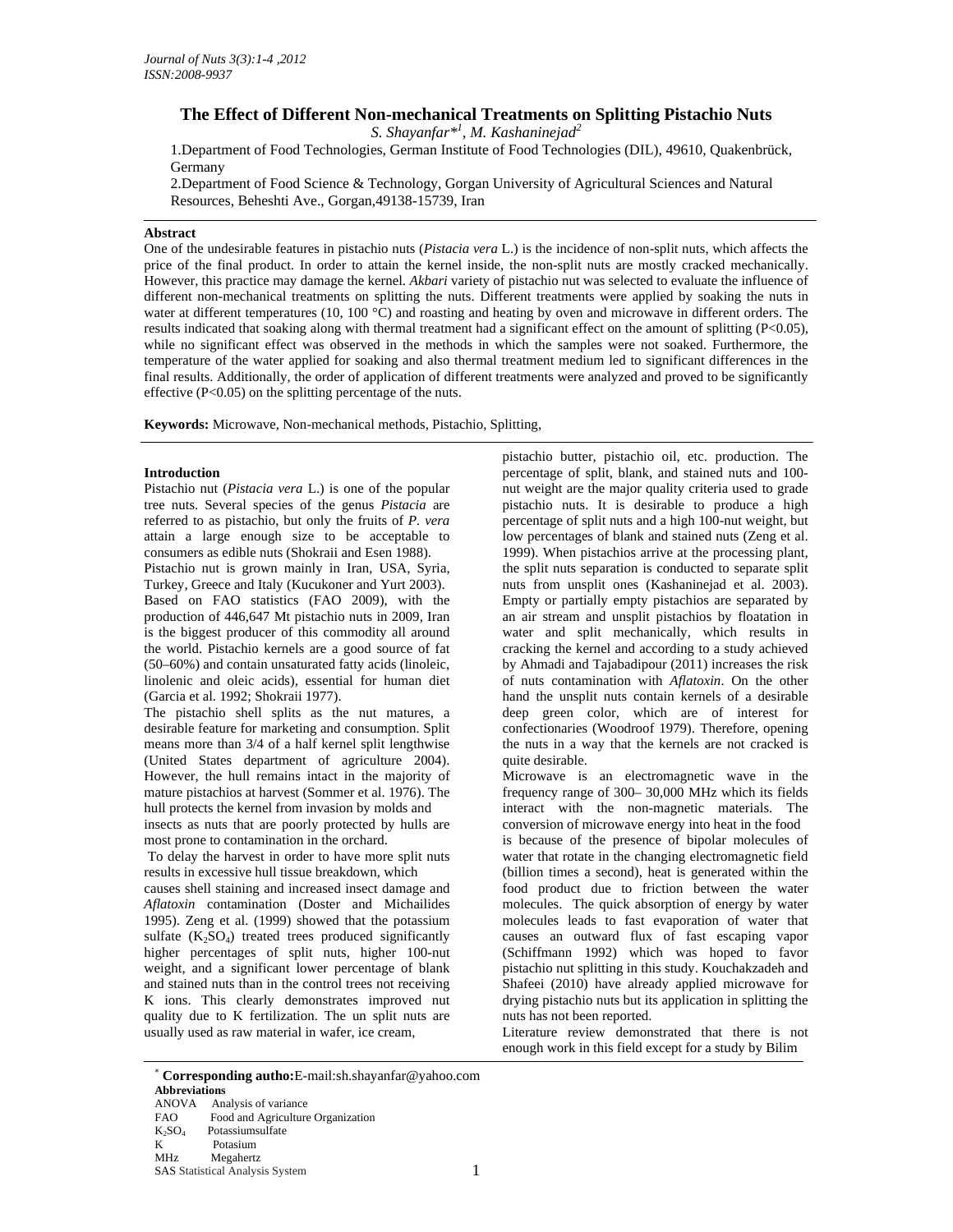# The Effect of Different Non-mechanical Treatments on Splitting Pistachio Nuts

*S. Shayanfar*[*1], *M. Kashaninejad*[2]

1.Department of Food Technologies, German Institute of Food Technologies (DIL), 49610, Quakenbrück, Germany

2.Department of Food Science & Technology, Gorgan University of Agricultural Sciences and Natural Resources, Beheshti Ave., Gorgan,49138-15739, Iran

## Abstract

One of the undesirable features in pistachio nuts (*Pistacia vera* L.) is the incidence of non-split nuts, which affects the price of the final product. In order to attain the kernel inside, the non-split nuts are mostly cracked mechanically. However, this practice may damage the kernel. *Akbari* variety of pistachio nut was selected to evaluate the influence of different non-mechanical treatments on splitting the nuts. Different treatments were applied by soaking the nuts in water at different temperatures (10, 100 °C) and roasting and heating by oven and microwave in different orders. The results indicated that soaking along with thermal treatment had a significant effect on the amount of splitting ($P<0.05$), while no significant effect was observed in the methods in which the samples were not soaked. Furthermore, the temperature of the water applied for soaking and also thermal treatment medium led to significant differences in the final results. Additionally, the order of application of different treatments were analyzed and proved to be significantly effective ($P<0.05$) on the splitting percentage of the nuts.

**Keywords:** Microwave, Non-mechanical methods, Pistachio, Splitting,

## Introduction

Pistachio nut (*Pistacia vera L.*) is one of the popular tree nuts. Several species of the genus *Pistacia* are referred to as pistachio, but only the fruits of *P. vera* attain a large enough size to be acceptable to consumers as edible nuts (Shokraii and Esen 1988).

Pistachio nut is grown mainly in Iran, USA, Syria, Turkey, Greece and Italy (Kucukoner and Yurt 2003). Based on FAO statistics (FAO 2009), with the production of 446,647 Mt pistachio nuts in 2009, Iran is the biggest producer of this commodity all around the world. Pistachio kernels are a good source of fat (50–60%) and contain unsaturated fatty acids (linoleic, linolenic and oleic acids), essential for human diet (Garcia et al. 1992; Shokraii 1977).

The pistachio shell splits as the nut matures, a desirable feature for marketing and consumption. Split means more than 3/4 of a half kernel split lengthwise (United States department of agriculture 2004). However, the hull remains intact in the majority of mature pistachios at harvest (Sommer et al. 1976). The hull protects the kernel from invasion by molds and insects as nuts that are poorly protected by hulls are most prone to contamination in the orchard.

To delay the harvest in order to have more split nuts results in excessive hull tissue breakdown, which causes shell staining and increased insect damage and *Aflatoxin* contamination (Doster and Michailides 1995). Zeng et al. (1999) showed that the potassium sulfate ($K_2SO_4$) treated trees produced significantly higher percentages of split nuts, higher 100-nut weight, and a significant lower percentage of blank and stained nuts than in the control trees not receiving K ions. This clearly demonstrates improved nut quality due to K fertilization. The un split nuts are usually used as raw material in wafer, ice cream, pistachio butter, pistachio oil, etc. production. The percentage of split, blank, and stained nuts and 100-nut weight are the major quality criteria used to grade pistachio nuts. It is desirable to produce a high percentage of split nuts and a high 100-nut weight, but low percentages of blank and stained nuts (Zeng et al. 1999). When pistachios arrive at the processing plant, the split nuts separation is conducted to separate split nuts from unsplit ones (Kashaninejad et al. 2003). Empty or partially empty pistachios are separated by an air stream and unsplit pistachios by floatation in water and split mechanically, which results in cracking the kernel and according to a study achieved by Ahmadi and Tajabadipour (2011) increases the risk of nuts contamination with *Aflatoxin*. On the other hand the unsplit nuts contain kernels of a desirable deep green color, which are of interest for confectionaries (Woodroof 1979). Therefore, opening the nuts in a way that the kernels are not cracked is quite desirable.

Microwave is an electromagnetic wave in the frequency range of 300– 30,000 MHz which its fields interact with the non-magnetic materials. The conversion of microwave energy into heat in the food is because of the presence of bipolar molecules of water that rotate in the changing electromagnetic field (billion times a second), heat is generated within the food product due to friction between the water molecules. The quick absorption of energy by water molecules leads to fast evaporation of water that causes an outward flux of fast escaping vapor (Schiffmann 1992) which was hoped to favor pistachio nut splitting in this study. Kouchakzadeh and Shafeei (2010) have already applied microwave for drying pistachio nuts but its application in splitting the nuts has not been reported.

Literature review demonstrated that there is not enough work in this field except for a study by Bilim

---

[*] **Corresponding autho:**E-mail:sh.shayanfar@yahoo.com

**Abbreviations**

ANOVA Analysis of variance
FAO Food and Agriculture Organization
$K_2SO_4$ Potassiumsulfate
K Potasium
MHz Megahertz
SAS Statistical Analysis System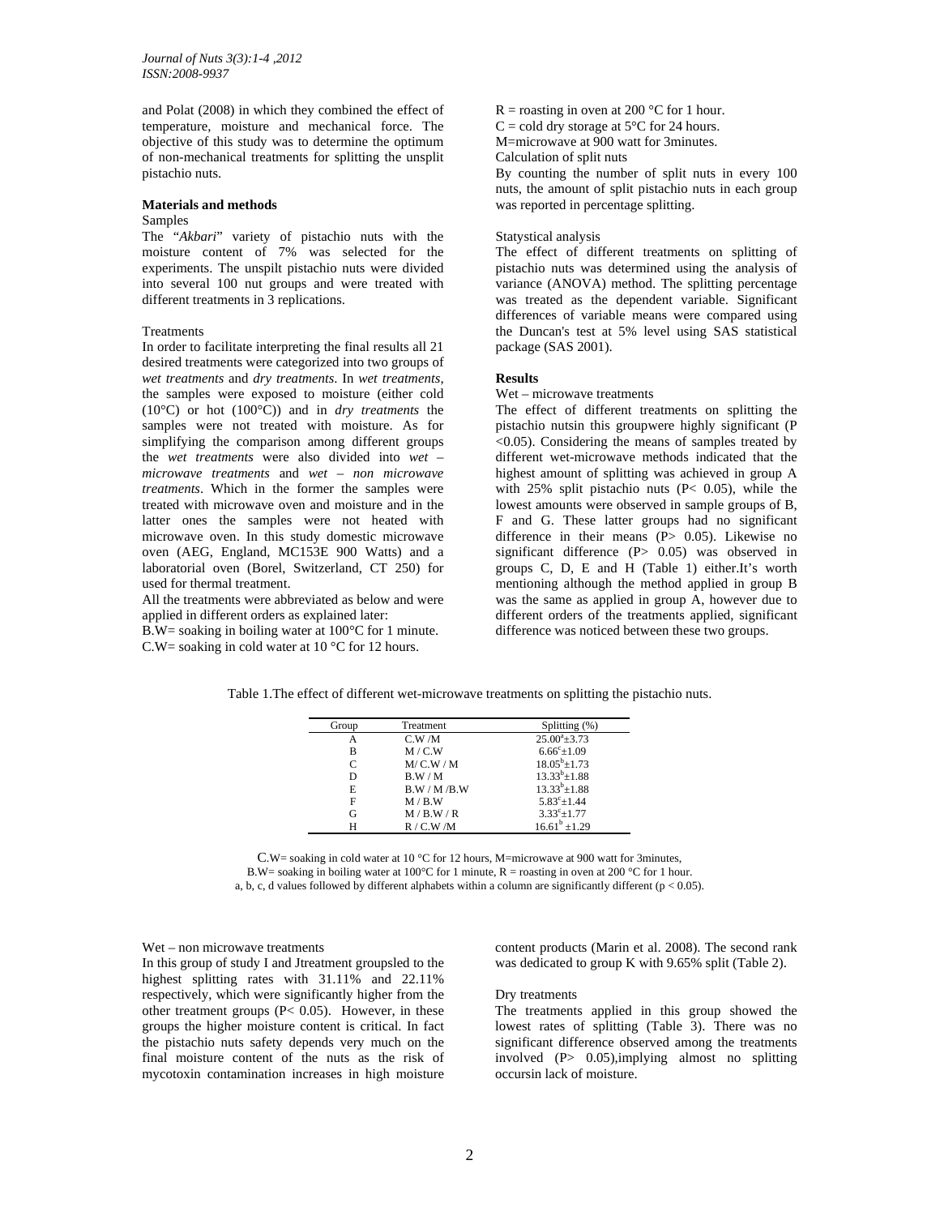and Polat (2008) in which they combined the effect of temperature, moisture and mechanical force. The objective of this study was to determine the optimum of non-mechanical treatments for splitting the unsplit pistachio nuts.

## Materials and methods

Samples

The "*Akbari*" variety of pistachio nuts with the moisture content of 7% was selected for the experiments. The unspilt pistachio nuts were divided into several 100 nut groups and were treated with different treatments in 3 replications.

Treatments

In order to facilitate interpreting the final results all 21 desired treatments were categorized into two groups of *wet treatments* and *dry treatments*. In *wet treatments*, the samples were exposed to moisture (either cold (10°C) or hot (100°C)) and in *dry treatments* the samples were not treated with moisture. As for simplifying the comparison among different groups the *wet treatments* were also divided into *wet – microwave treatments* and *wet – non microwave treatments*. Which in the former the samples were treated with microwave oven and moisture and in the latter ones the samples were not heated with microwave oven. In this study domestic microwave oven (AEG, England, MC153E 900 Watts) and a laboratorial oven (Borel, Switzerland, CT 250) for used for thermal treatment.

All the treatments were abbreviated as below and were applied in different orders as explained later:

B.W= soaking in boiling water at 100°C for 1 minute.
C.W= soaking in cold water at 10 °C for 12 hours.
R = roasting in oven at 200 °C for 1 hour.
C = cold dry storage at 5°C for 24 hours.
M=microwave at 900 watt for 3minutes.

Calculation of split nuts

By counting the number of split nuts in every 100 nuts, the amount of split pistachio nuts in each group was reported in percentage splitting.

Statystical analysis

The effect of different treatments on splitting of pistachio nuts was determined using the analysis of variance (ANOVA) method. The splitting percentage was treated as the dependent variable. Significant differences of variable means were compared using the Duncan's test at 5% level using SAS statistical package (SAS 2001).

## Results

Wet – microwave treatments

The effect of different treatments on splitting the pistachio nutsin this groupwere highly significant ($P < 0.05$). Considering the means of samples treated by different wet-microwave methods indicated that the highest amount of splitting was achieved in group A with 25% split pistachio nuts ($P < 0.05$), while the lowest amounts were observed in sample groups of B, F and G. These latter groups had no significant difference in their means ($P > 0.05$). Likewise no significant difference ($P > 0.05$) was observed in groups C, D, E and H (Table 1) either.It's worth mentioning although the method applied in group B was the same as applied in group A, however due to different orders of the treatments applied, significant difference was noticed between these two groups.

Table 1.The effect of different wet-microwave treatments on splitting the pistachio nuts.

| Group | Treatment | Splitting (%) |
|---|---|---|
| A | C.W /M | $25.00^{a}\pm3.73$ |
| B | M / C.W | $6.66^{c}\pm1.09$ |
| C | M/ C.W / M | $18.05^{b}\pm1.73$ |
| D | B.W / M | $13.33^{b}\pm1.88$ |
| E | B.W / M /B.W | $13.33^{b}\pm1.88$ |
| F | M / B.W | $5.83^{c}\pm1.44$ |
| G | M / B.W / R | $3.33^{c}\pm1.77$ |
| H | R / C.W /M | $16.61^{b}\pm1.29$ |

C.W= soaking in cold water at 10 °C for 12 hours, M=microwave at 900 watt for 3minutes,
B.W= soaking in boiling water at 100°C for 1 minute, R = roasting in oven at 200 °C for 1 hour.
a, b, c, d values followed by different alphabets within a column are significantly different ($p < 0.05$).

Wet – non microwave treatments

In this group of study I and Jtreatment groupsled to the highest splitting rates with 31.11% and 22.11% respectively, which were significantly higher from the other treatment groups ($P < 0.05$). However, in these groups the higher moisture content is critical. In fact the pistachio nuts safety depends very much on the final moisture content of the nuts as the risk of mycotoxin contamination increases in high moisture content products (Marin et al. 2008). The second rank was dedicated to group K with 9.65% split (Table 2).

Dry treatments

The treatments applied in this group showed the lowest rates of splitting (Table 3). There was no significant difference observed among the treatments involved ($P > 0.05$),implying almost no splitting occursin lack of moisture.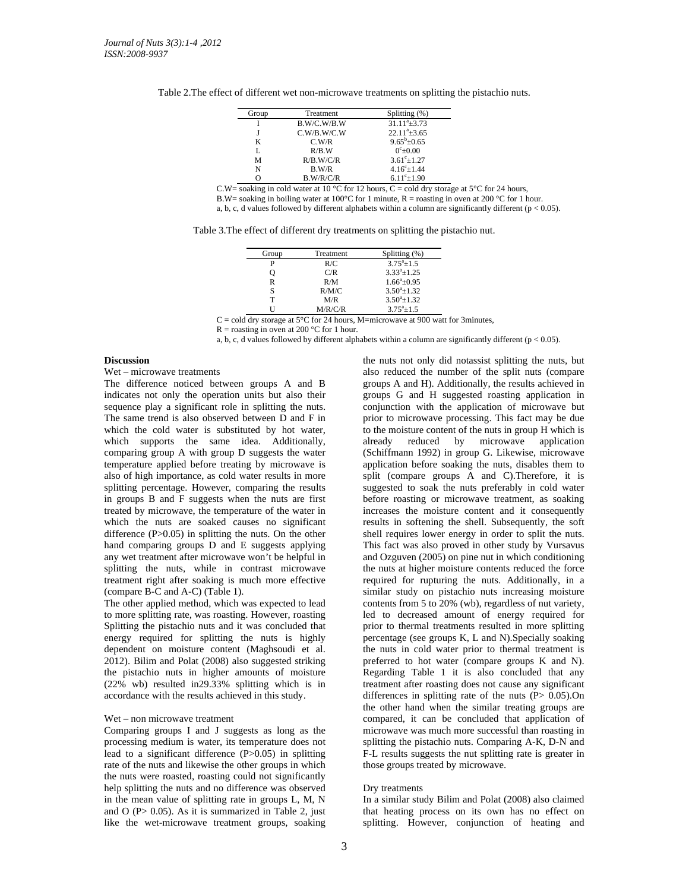Table 2.The effect of different wet non-microwave treatments on splitting the pistachio nuts.

| Group | Treatment | Splitting (%) |
|---|---|---|
| I | B.W/C.W/B.W | $31.11^{a}±3.73$ |
| J | C.W/B.W/C.W | $22.11^{a}±3.65$ |
| K | C.W/R | $9.65^{b}±0.65$ |
| L | R/B.W | $0^{c}±0.00$ |
| M | R/B.W/C/R | $3.61^{c}±1.27$ |
| N | B.W/R | $4.16^{c}±1.44$ |
| O | B.W/R/C/R | $6.11^{c}±1.90$ |

C.W= soaking in cold water at 10 °C for 12 hours, C = cold dry storage at 5°C for 24 hours,
B.W= soaking in boiling water at 100°C for 1 minute, R = roasting in oven at 200 °C for 1 hour.
a, b, c, d values followed by different alphabets within a column are significantly different ($p < 0.05$).

Table 3.The effect of different dry treatments on splitting the pistachio nut.

| Group | Treatment | Splitting (%) |
|---|---|---|
| P | R/C | $3.75^{a}±1.5$ |
| Q | C/R | $3.33^{a}±1.25$ |
| R | R/M | $1.66^{a}±0.95$ |
| S | R/M/C | $3.50^{a}±1.32$ |
| T | M/R | $3.50^{a}±1.32$ |
| U | M/R/C/R | $3.75^{a}±1.5$ |

C = cold dry storage at 5°C for 24 hours, M=microwave at 900 watt for 3minutes,
R = roasting in oven at 200 °C for 1 hour.
a, b, c, d values followed by different alphabets within a column are significantly different ($p < 0.05$).

## Discussion

### Wet – microwave treatments

The difference noticed between groups A and B indicates not only the operation units but also their sequence play a significant role in splitting the nuts. The same trend is also observed between D and F in which the cold water is substituted by hot water, which supports the same idea. Additionally, comparing group A with group D suggests the water temperature applied before treating by microwave is also of high importance, as cold water results in more splitting percentage. However, comparing the results in groups B and F suggests when the nuts are first treated by microwave, the temperature of the water in which the nuts are soaked causes no significant difference ($P>0.05$) in splitting the nuts. On the other hand comparing groups D and E suggests applying any wet treatment after microwave won't be helpful in splitting the nuts, while in contrast microwave treatment right after soaking is much more effective (compare B-C and A-C) (Table 1).

The other applied method, which was expected to lead to more splitting rate, was roasting. However, roasting the nuts not only did notassist splitting the nuts, but also reduced the number of the split nuts (compare groups A and H). Additionally, the results achieved in groups G and H suggested roasting application in conjunction with the application of microwave but prior to microwave processing. This fact may be due to the moisture content of the nuts in group H which is already reduced by microwave application (Schiffmann 1992) in group G. Likewise, microwave application before soaking the nuts, disables them to split (compare groups A and C).Therefore, it is suggested to soak the nuts preferably in cold water before roasting or microwave treatment, as soaking increases the moisture content and it consequently results in softening the shell. Subsequently, the soft shell requires lower energy in order to split the nuts. This fact was also proved in other study by Vursavus and Ozguven (2005) on pine nut in which conditioning the nuts at higher moisture contents reduced the force required for rupturing the nuts. Additionally, in a similar study on pistachio nuts increasing moisture contents from 5 to 20% (wb), regardless of nut variety, led to decreased amount of energy required for Splitting the pistachio nuts and it was concluded that energy required for splitting the nuts is highly dependent on moisture content (Maghsoudi et al. 2012). Bilim and Polat (2008) also suggested striking the pistachio nuts in higher amounts of moisture (22% wb) resulted in29.33% splitting which is in accordance with the results achieved in this study.

### Wet – non microwave treatment

Comparing groups I and J suggests as long as the processing medium is water, its temperature does not lead to a significant difference ($P>0.05$) in splitting rate of the nuts and likewise the other groups in which the nuts were roasted, roasting could not significantly help splitting the nuts and no difference was observed in the mean value of splitting rate in groups L, M, N and O ($P> 0.05$). As it is summarized in Table 2, just like the wet-microwave treatment groups, soaking prior to thermal treatments resulted in more splitting percentage (see groups K, L and N).Specially soaking the nuts in cold water prior to thermal treatment is preferred to hot water (compare groups K and N). Regarding Table 1 it is also concluded that any treatment after roasting does not cause any significant differences in splitting rate of the nuts ($P> 0.05$).On the other hand when the similar treating groups are compared, it can be concluded that application of microwave was much more successful than roasting in splitting the pistachio nuts. Comparing A-K, D-N and F-L results suggests the nut splitting rate is greater in those groups treated by microwave.

### Dry treatments

In a similar study Bilim and Polat (2008) also claimed that heating process on its own has no effect on splitting. However, conjunction of heating and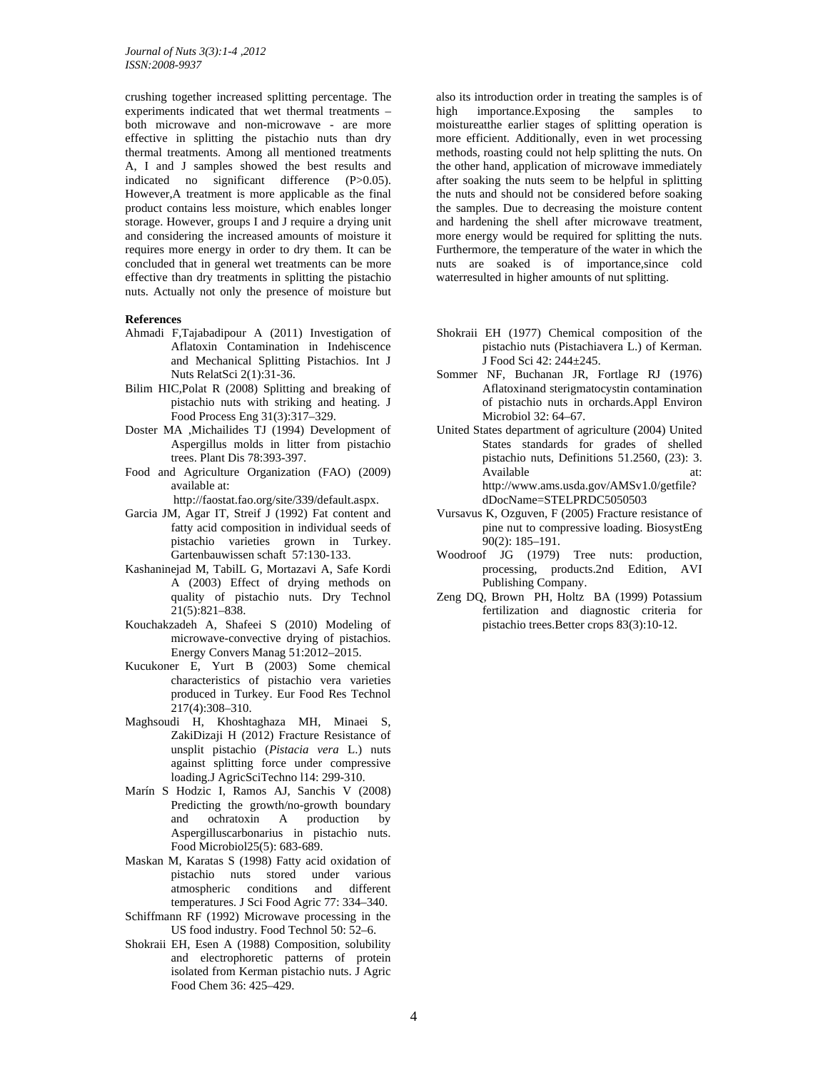crushing together increased splitting percentage. The experiments indicated that wet thermal treatments – both microwave and non-microwave - are more effective in splitting the pistachio nuts than dry thermal treatments. Among all mentioned treatments A, I and J samples showed the best results and indicated no significant difference (P>0.05). However,A treatment is more applicable as the final product contains less moisture, which enables longer storage. However, groups I and J require a drying unit and considering the increased amounts of moisture it requires more energy in order to dry them. It can be concluded that in general wet treatments can be more effective than dry treatments in splitting the pistachio nuts. Actually not only the presence of moisture but also its introduction order in treating the samples is of high importance.Exposing the samples to moistureatthe earlier stages of splitting operation is more efficient. Additionally, even in wet processing methods, roasting could not help splitting the nuts. On the other hand, application of microwave immediately after soaking the nuts seem to be helpful in splitting the nuts and should not be considered before soaking the samples. Due to decreasing the moisture content and hardening the shell after microwave treatment, more energy would be required for splitting the nuts. Furthermore, the temperature of the water in which the nuts are soaked is of importance,since cold waterresulted in higher amounts of nut splitting.

**References**

Ahmadi F,Tajabadipour A (2011) Investigation of Aflatoxin Contamination in Indehiscence and Mechanical Splitting Pistachios. Int J Nuts RelatSci 2(1):31-36.

Bilim HIC,Polat R (2008) Splitting and breaking of pistachio nuts with striking and heating. J Food Process Eng 31(3):317–329.

Doster MA ,Michailides TJ (1994) Development of Aspergillus molds in litter from pistachio trees. Plant Dis 78:393-397.

Food and Agriculture Organization (FAO) (2009) available at: http://faostat.fao.org/site/339/default.aspx.

Garcia JM, Agar IT, Streif J (1992) Fat content and fatty acid composition in individual seeds of pistachio varieties grown in Turkey. Gartenbauwissen schaft 57:130-133.

Kashaninejad M, TabilL G, Mortazavi A, Safe Kordi A (2003) Effect of drying methods on quality of pistachio nuts. Dry Technol 21(5):821–838.

Kouchakzadeh A, Shafeei S (2010) Modeling of microwave-convective drying of pistachios. Energy Convers Manag 51:2012–2015.

Kucukoner E, Yurt B (2003) Some chemical characteristics of pistachio vera varieties produced in Turkey. Eur Food Res Technol 217(4):308–310.

Maghsoudi H, Khoshtaghaza MH, Minaei S, ZakiDizaji H (2012) Fracture Resistance of unsplit pistachio (*Pistacia vera* L.) nuts against splitting force under compressive loading.J AgricSciTechno l14: 299-310.

Marín S Hodzic I, Ramos AJ, Sanchis V (2008) Predicting the growth/no-growth boundary and ochratoxin A production by Aspergilluscarbonarius in pistachio nuts. Food Microbiol25(5): 683-689.

Maskan M, Karatas S (1998) Fatty acid oxidation of pistachio nuts stored under various atmospheric conditions and different temperatures. J Sci Food Agric 77: 334–340.

Schiffmann RF (1992) Microwave processing in the US food industry. Food Technol 50: 52–6.

Shokraii EH, Esen A (1988) Composition, solubility and electrophoretic patterns of protein isolated from Kerman pistachio nuts. J Agric Food Chem 36: 425–429.

Shokraii EH (1977) Chemical composition of the pistachio nuts (Pistachiavera L.) of Kerman. J Food Sci 42: 244±245.

Sommer NF, Buchanan JR, Fortlage RJ (1976) Aflatoxinand sterigmatocystin contamination of pistachio nuts in orchards.Appl Environ Microbiol 32: 64–67.

United States department of agriculture (2004) United States standards for grades of shelled pistachio nuts, Definitions 51.2560, (23): 3. Available at: http://www.ams.usda.gov/AMSv1.0/getfile?dDocName=STELPRDC5050503

Vursavus K, Ozguven, F (2005) Fracture resistance of pine nut to compressive loading. BiosystEng 90(2): 185–191.

Woodroof JG (1979) Tree nuts: production, processing, products.2nd Edition, AVI Publishing Company.

Zeng DQ, Brown PH, Holtz BA (1999) Potassium fertilization and diagnostic criteria for pistachio trees.Better crops 83(3):10-12.